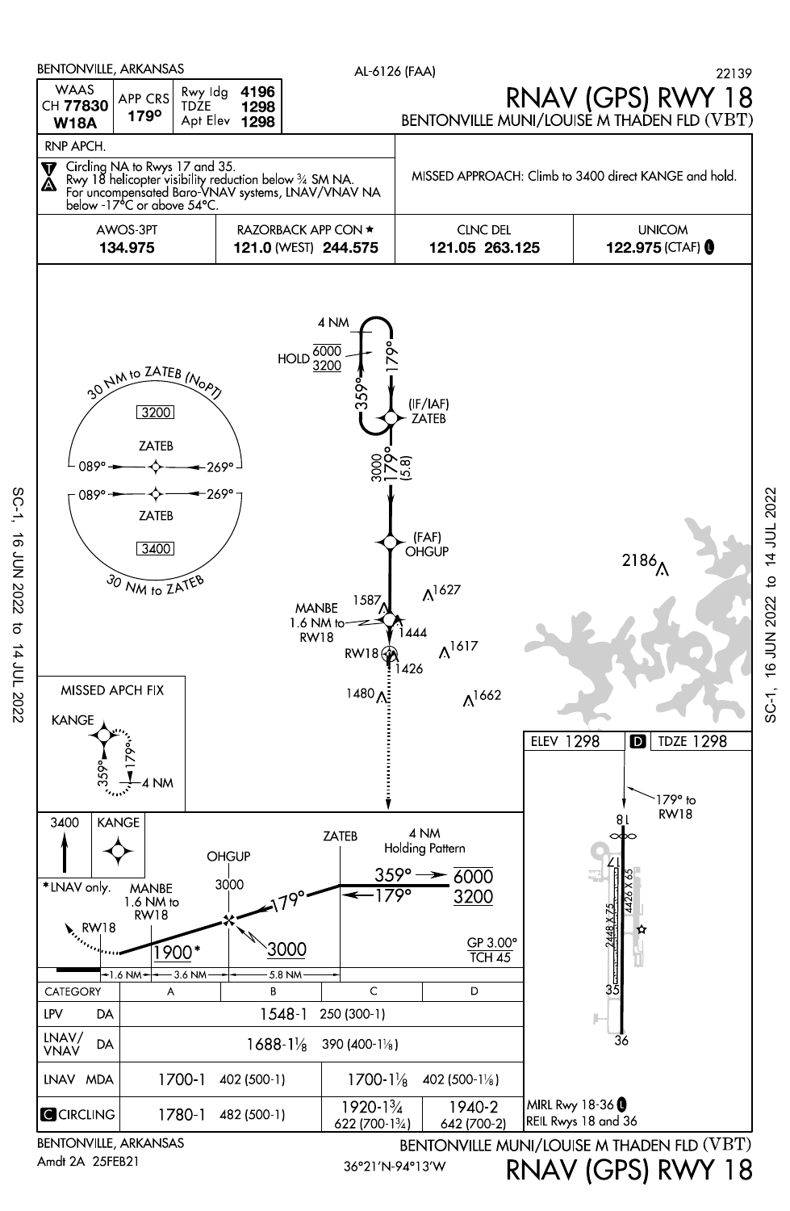BENTONVILLE, ARKANSAS

AL-6126 (FAA)

22139

# RNAV (GPS) RWY 18

BENTONVILLE MUNI/LOUISE M THADEN FLD (VBT)

| WAAS CH 77830 W18A | APP CRS 179° | Rwy ldg 4196 TDZE 1298 Apt Elev 1298 |
|---|---|---|

RNP APCH.

Circling NA to Rwys 17 and 35.
Rwy 18 helicopter visibility reduction below ¾ SM NA.
For uncompensated Baro-VNAV systems, LNAV/VNAV NA below -17°C or above 54°C.

MISSED APPROACH: Climb to 3400 direct KANGE and hold.

| AWOS-3PT | RAZORBACK APP CON * | CLNC DEL | UNICOM |
|---|---|---|---|
| 134.975 | 121.0 (WEST) 244.575 | 121.05 263.125 | 122.975 (CTAF) L |

30 NM to ZATEB (NoPT) 3200 ZATEB 089° 269°
089° 269° ZATEB 3400 30 NM to ZATEB

HOLD 6000/3200, 4 NM, 359°, 179°

(IF/IAF) ZATEB

3000 179° (5.8)

(FAF) OHGUP

MANBE 1.6 NM to RW18

RW18

2186, 1587, 1627, 1444, 1426, 1617, 1480, 1662

MISSED APCH FIX: KANGE, 359°, 179°, 4 NM

ELEV 1298 | TDZE 1298

179° to RW18

2448 X 75, 4426 X 65

Rwy 18, 36, 17, 35

3400 KANGE

ZATEB — 4 NM Holding Pattern, 359° 6000, 179° 3200

OHGUP 3000, 179°, 3000

\*LNAV only. MANBE 1.6 NM to RW18, 1900\*

RW18

GP 3.00° TCH 45

1.6 NM — 3.6 NM — 5.8 NM

| CATEGORY | A | B | C | D |
|---|---|---|---|---|
| LPV DA | 1548-1 250 (300-1) | | | |
| LNAV/VNAV DA | 1688-1⅛ 390 (400-1⅛) | | | |
| LNAV MDA | 1700-1 402 (500-1) | | 1700-1⅛ 402 (500-1⅛) | |
| C CIRCLING | 1780-1 482 (500-1) | | 1920-1¾ 622 (700-1¾) | 1940-2 642 (700-2) |

MIRL Rwy 18-36 L
REIL Rwys 18 and 36

BENTONVILLE, ARKANSAS

Amdt 2A 25FEB21

36°21′N-94°13′W

BENTONVILLE MUNI/LOUISE M THADEN FLD (VBT)

RNAV (GPS) RWY 18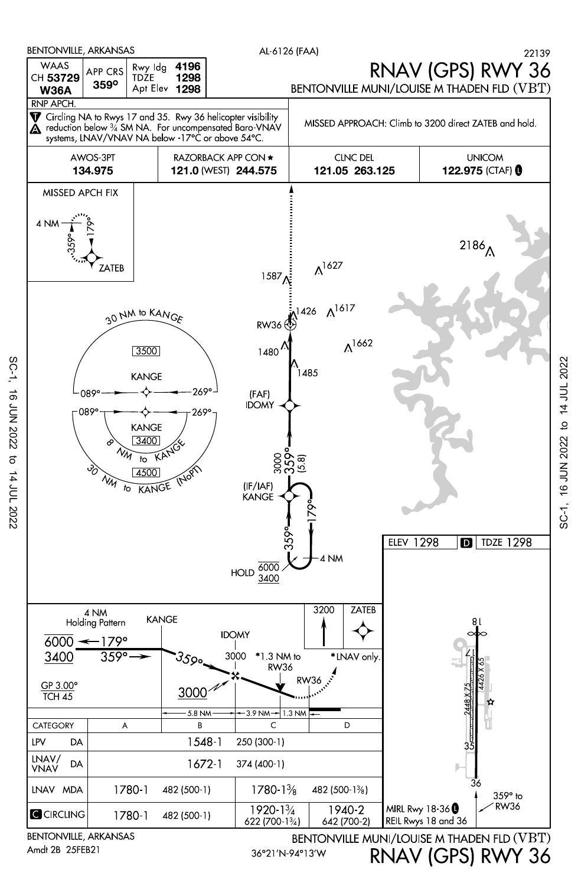BENTONVILLE, ARKANSAS

AL-6126 (FAA)

22139

# RNAV (GPS) RWY 36

BENTONVILLE MUNI/LOUISE M THADEN FLD (VBT)

| WAAS | APP CRS | Rwy ldg | 4196 |
|---|---|---|---|
| CH 53729 | 359° | TDZE | 1298 |
| W36A | | Apt Elev | 1298 |

RNP APCH.

Circling NA to Rwys 17 and 35. Rwy 36 helicopter visibility reduction below ¾ SM NA. For uncompensated Baro-VNAV systems, LNAV/VNAV NA below -17°C or above 54°C.

MISSED APPROACH: Climb to 3200 direct ZATEB and hold.

| AWOS-3PT | RAZORBACK APP CON | CLNC DEL | UNICOM |
|---|---|---|---|
| 134.975 | 121.0 (WEST) 244.575 | 121.05 263.125 | 122.975 (CTAF) |

MISSED APCH FIX

4 NM

179°

359°

ZATEB

2186

1627

1587

1426

1617

RW36

1480

1662

1485

30 NM to KANGE

3500

KANGE

089°

269°

(FAF) IDOMY

089°

269°

KANGE

3400

8 NM to KANGE

3000

359°

(5.8)

4500

30 NM to KANGE (NoPT)

(IF/IAF) KANGE

179°

359°

4 NM

HOLD 6000 / 3400

ELEV 1298

TDZE 1298

4 NM Holding Pattern

KANGE

6000 ← 179°

3400 359° →

359°

IDOMY

3000

*1.3 NM to RW36

3200

ZATEB

*LNAV only.

RW36

GP 3.00°

TCH 45

3000

5.8 NM

3.9 NM

1.3 NM

81

4426 X 65

2448 X 75

35

36

359° to RW36

| CATEGORY | A | B | C | D |
|---|---|---|---|---|
| LPV DA | 1548-1 250 (300-1) | | | |
| LNAV/VNAV DA | 1672-1 374 (400-1) | | | |
| LNAV MDA | 1780-1 482 (500-1) | | 1780-1⅜ 482 (500-1⅜) | |
| CIRCLING | 1780-1 482 (500-1) | | 1920-1¾ 622 (700-1¾) | 1940-2 642 (700-2) |

MIRL Rwy 18-36

REIL Rwys 18 and 36

BENTONVILLE, ARKANSAS

Amdt 2B 25FEB21

36°21′N-94°13′W

BENTONVILLE MUNI/LOUISE M THADEN FLD (VBT)

RNAV (GPS) RWY 36